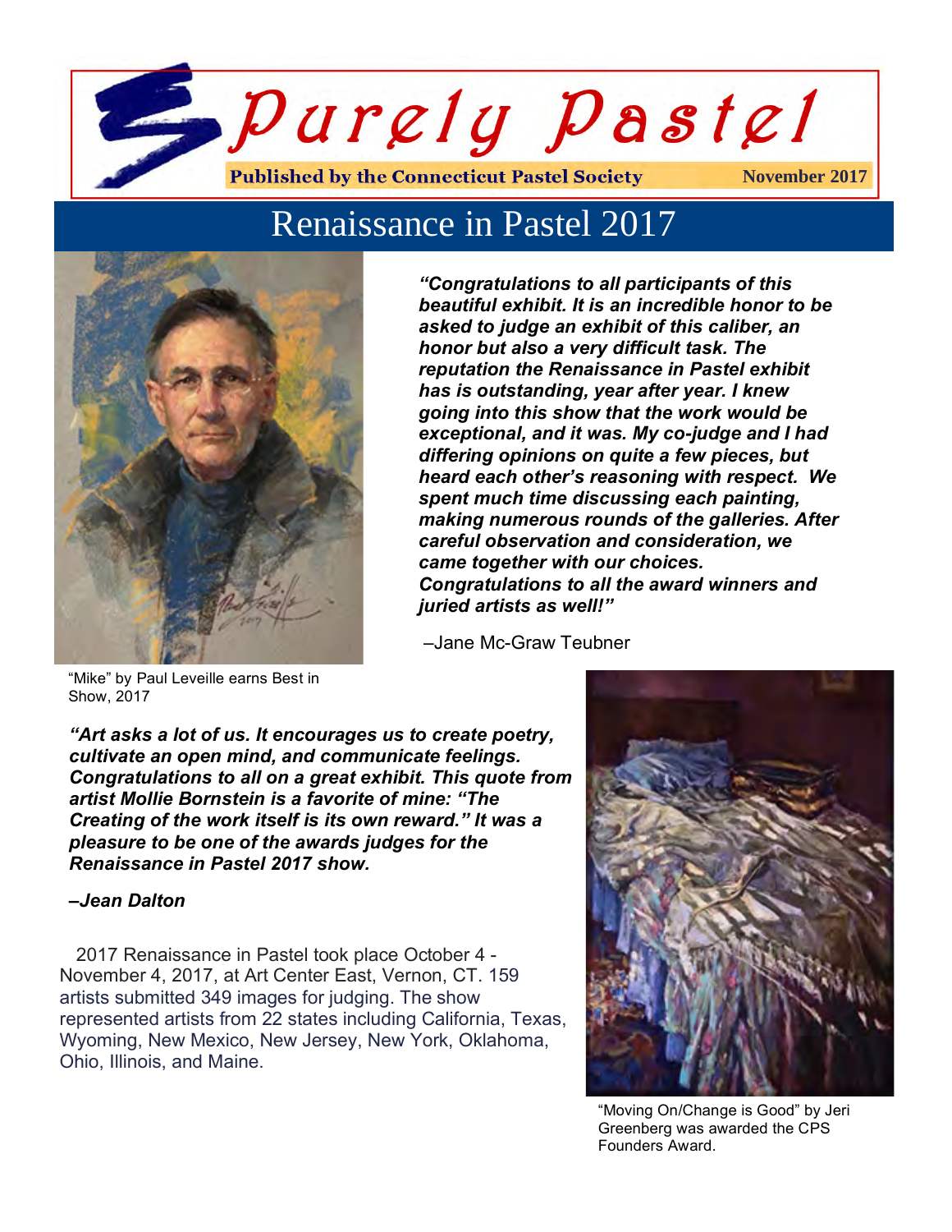# Purely Pastel

**Published by the Connecticut Pastel Society** — **November 2017**

## Renaissance in Pastel 2017

***"Congratulations to all participants of this beautiful exhibit. It is an incredible honor to be asked to judge an exhibit of this caliber, an honor but also a very difficult task. The reputation the Renaissance in Pastel exhibit has is outstanding, year after year. I knew going into this show that the work would be exceptional, and it was. My co-judge and I had differing opinions on quite a few pieces, but heard each other's reasoning with respect. We spent much time discussing each painting, making numerous rounds of the galleries. After careful observation and consideration, we came together with our choices. Congratulations to all the award winners and juried artists as well!"***

–Jane Mc-Graw Teubner

"Mike" by Paul Leveille earns Best in Show, 2017

***"Art asks a lot of us. It encourages us to create poetry, cultivate an open mind, and communicate feelings. Congratulations to all on a great exhibit. This quote from artist Mollie Bornstein is a favorite of mine: "The Creating of the work itself is its own reward." It was a pleasure to be one of the awards judges for the Renaissance in Pastel 2017 show.***

***–Jean Dalton***

2017 Renaissance in Pastel took place October 4 - November 4, 2017, at Art Center East, Vernon, CT. 159 artists submitted 349 images for judging. The show represented artists from 22 states including California, Texas, Wyoming, New Mexico, New Jersey, New York, Oklahoma, Ohio, Illinois, and Maine.

"Moving On/Change is Good" by Jeri Greenberg was awarded the CPS Founders Award.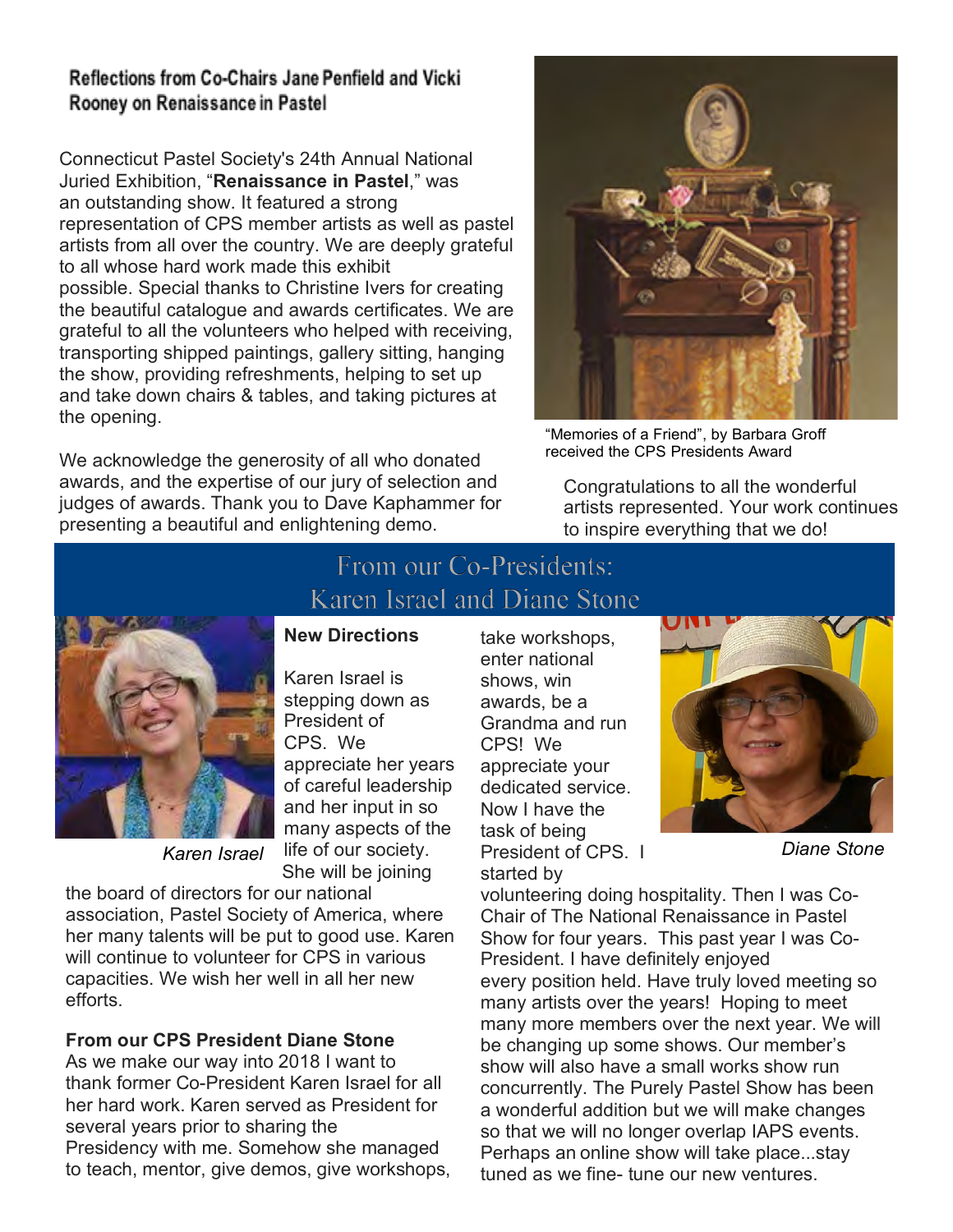## Reflections from Co-Chairs Jane Penfield and Vicki Rooney on Renaissance in Pastel

Connecticut Pastel Society's 24th Annual National Juried Exhibition, "**Renaissance in Pastel**," was an outstanding show. It featured a strong representation of CPS member artists as well as pastel artists from all over the country. We are deeply grateful to all whose hard work made this exhibit possible. Special thanks to Christine Ivers for creating the beautiful catalogue and awards certificates. We are grateful to all the volunteers who helped with receiving, transporting shipped paintings, gallery sitting, hanging the show, providing refreshments, helping to set up and take down chairs & tables, and taking pictures at the opening.

We acknowledge the generosity of all who donated awards, and the expertise of our jury of selection and judges of awards. Thank you to Dave Kaphammer for presenting a beautiful and enlightening demo.

"Memories of a Friend", by Barbara Groff received the CPS Presidents Award

Congratulations to all the wonderful artists represented. Your work continues to inspire everything that we do!

## From our Co-Presidents: Karen Israel and Diane Stone

*Karen Israel*

*Diane Stone*

**New Directions**

Karen Israel is stepping down as President of CPS. We appreciate her years of careful leadership and her input in so many aspects of the life of our society. She will be joining the board of directors for our national association, Pastel Society of America, where her many talents will be put to good use. Karen will continue to volunteer for CPS in various capacities. We wish her well in all her new efforts.

**From our CPS President Diane Stone**

As we make our way into 2018 I want to thank former Co-President Karen Israel for all her hard work. Karen served as President for several years prior to sharing the Presidency with me. Somehow she managed to teach, mentor, give demos, give workshops, take workshops, enter national shows, win awards, be a Grandma and run CPS! We appreciate your dedicated service. Now I have the task of being President of CPS. I started by volunteering doing hospitality. Then I was Co-Chair of The National Renaissance in Pastel Show for four years. This past year I was Co-President. I have definitely enjoyed every position held. Have truly loved meeting so many artists over the years! Hoping to meet many more members over the next year. We will be changing up some shows. Our member's show will also have a small works show run concurrently. The Purely Pastel Show has been a wonderful addition but we will make changes so that we will no longer overlap IAPS events. Perhaps an online show will take place...stay tuned as we fine- tune our new ventures.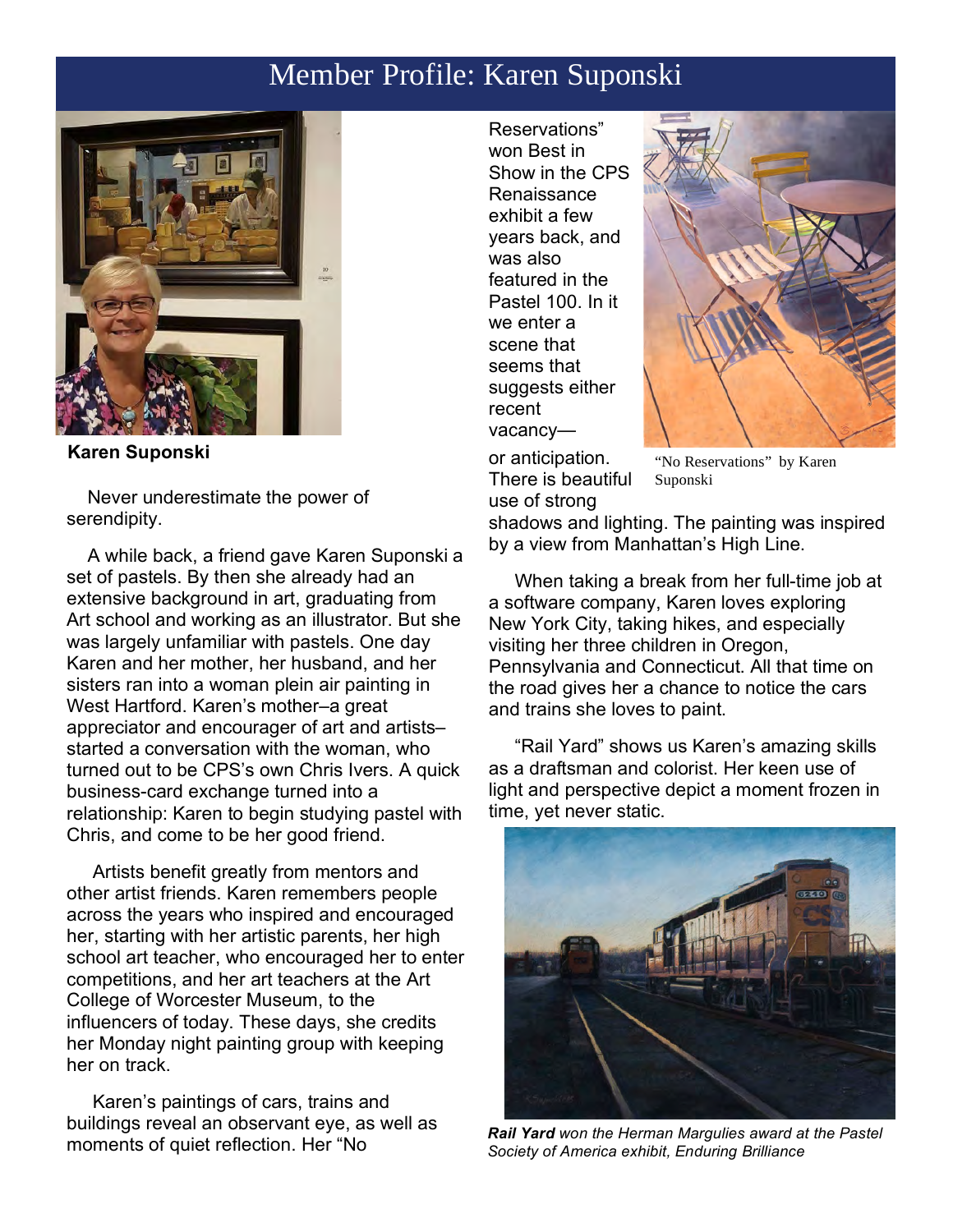# Member Profile: Karen Suponski

**Karen Suponski**

Never underestimate the power of serendipity.

A while back, a friend gave Karen Suponski a set of pastels. By then she already had an extensive background in art, graduating from Art school and working as an illustrator. But she was largely unfamiliar with pastels. One day Karen and her mother, her husband, and her sisters ran into a woman plein air painting in West Hartford. Karen's mother–a great appreciator and encourager of art and artists–started a conversation with the woman, who turned out to be CPS's own Chris Ivers. A quick business-card exchange turned into a relationship: Karen to begin studying pastel with Chris, and come to be her good friend.

Artists benefit greatly from mentors and other artist friends. Karen remembers people across the years who inspired and encouraged her, starting with her artistic parents, her high school art teacher, who encouraged her to enter competitions, and her art teachers at the Art College of Worcester Museum, to the influencers of today. These days, she credits her Monday night painting group with keeping her on track.

Karen's paintings of cars, trains and buildings reveal an observant eye, as well as moments of quiet reflection. Her "No Reservations" won Best in Show in the CPS Renaissance exhibit a few years back, and was also featured in the Pastel 100. In it we enter a scene that seems that suggests either recent vacancy—or anticipation. There is beautiful use of strong shadows and lighting. The painting was inspired by a view from Manhattan's High Line.

"No Reservations" by Karen Suponski

When taking a break from her full-time job at a software company, Karen loves exploring New York City, taking hikes, and especially visiting her three children in Oregon, Pennsylvania and Connecticut. All that time on the road gives her a chance to notice the cars and trains she loves to paint.

"Rail Yard" shows us Karen's amazing skills as a draftsman and colorist. Her keen use of light and perspective depict a moment frozen in time, yet never static.

***Rail Yard*** *won the Herman Margulies award at the Pastel Society of America exhibit, Enduring Brilliance*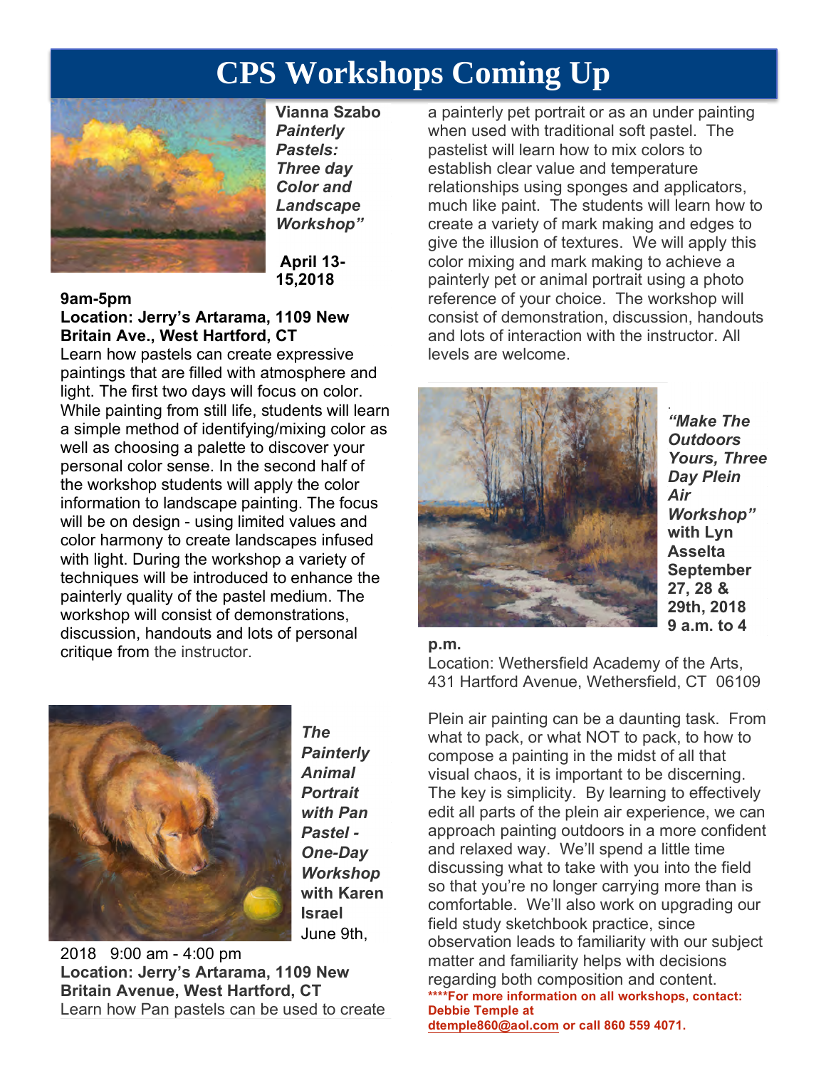# CPS Workshops Coming Up

**Vianna Szabo** ***Painterly Pastels: Three day Color and Landscape Workshop"***

**April 13-15,2018**

**9am-5pm**

**Location: Jerry's Artarama, 1109 New Britain Ave., West Hartford, CT**

Learn how pastels can create expressive paintings that are filled with atmosphere and light. The first two days will focus on color. While painting from still life, students will learn a simple method of identifying/mixing color as well as choosing a palette to discover your personal color sense. In the second half of the workshop students will apply the color information to landscape painting. The focus will be on design - using limited values and color harmony to create landscapes infused with light. During the workshop a variety of techniques will be introduced to enhance the painterly quality of the pastel medium. The workshop will consist of demonstrations, discussion, handouts and lots of personal critique from the instructor.

***The Painterly Animal Portrait with Pan Pastel - One-Day Workshop*** **with Karen Israel**

June 9th, 2018 9:00 am - 4:00 pm

**Location: Jerry's Artarama, 1109 New Britain Avenue, West Hartford, CT**

Learn how Pan pastels can be used to create a painterly pet portrait or as an under painting when used with traditional soft pastel. The pastelist will learn how to mix colors to establish clear value and temperature relationships using sponges and applicators, much like paint. The students will learn how to create a variety of mark making and edges to give the illusion of textures. We will apply this color mixing and mark making to achieve a painterly pet or animal portrait using a photo reference of your choice. The workshop will consist of demonstration, discussion, handouts and lots of interaction with the instructor. All levels are welcome.

***"Make The Outdoors Yours, Three Day Plein Air Workshop"*** **with Lyn Asselta**

**September 27, 28 & 29th, 2018**

**9 a.m. to 4 p.m.**

Location: Wethersfield Academy of the Arts, 431 Hartford Avenue, Wethersfield, CT 06109

Plein air painting can be a daunting task. From what to pack, or what NOT to pack, to how to compose a painting in the midst of all that visual chaos, it is important to be discerning. The key is simplicity. By learning to effectively edit all parts of the plein air experience, we can approach painting outdoors in a more confident and relaxed way. We'll spend a little time discussing what to take with you into the field so that you're no longer carrying more than is comfortable. We'll also work on upgrading our field study sketchbook practice, since observation leads to familiarity with our subject matter and familiarity helps with decisions regarding both composition and content.

**\*\*\*\*For more information on all workshops, contact: Debbie Temple at dtemple860@aol.com or call 860 559 4071.**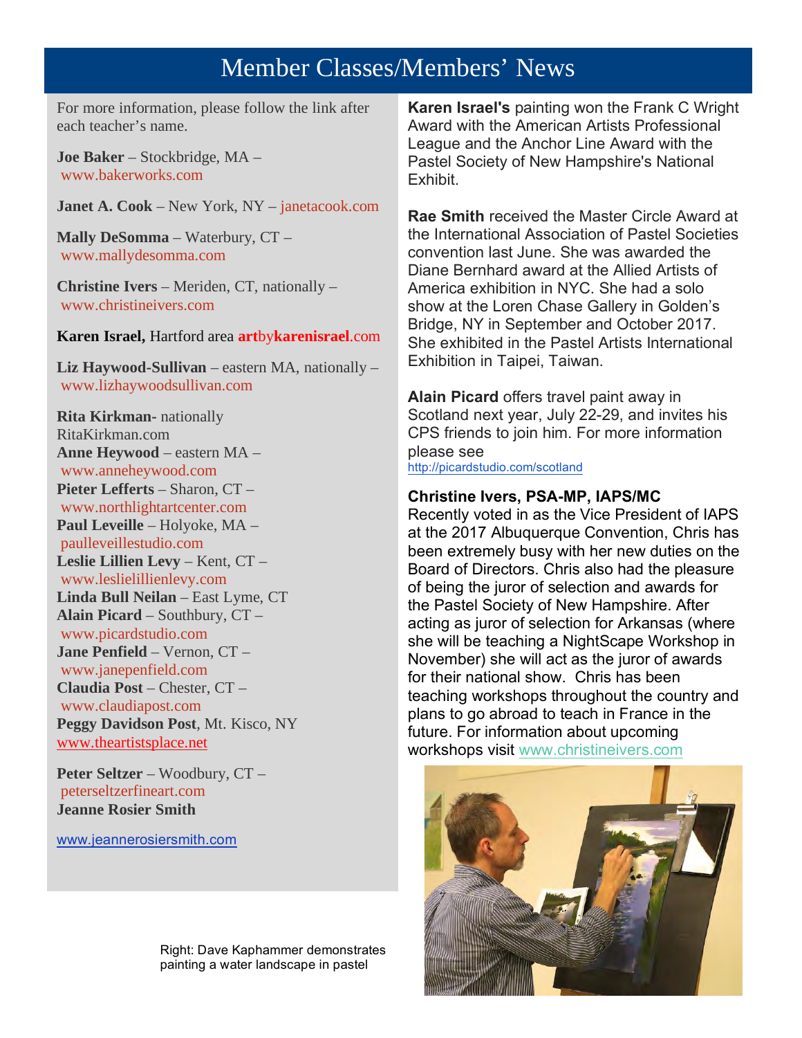# Member Classes/Members' News

For more information, please follow the link after each teacher's name.

**Joe Baker** – Stockbridge, MA – www.bakerworks.com

**Janet A. Cook** – New York, NY – janetacook.com

**Mally DeSomma** – Waterbury, CT – www.mallydesomma.com

**Christine Ivers** – Meriden, CT, nationally – www.christineivers.com

**Karen Israel,** Hartford area artbykarenisrael.com

**Liz Haywood-Sullivan** – eastern MA, nationally – www.lizhaywoodsullivan.com

**Rita Kirkman**- nationally RitaKirkman.com
**Anne Heywood** – eastern MA – www.anneheywood.com
**Pieter Lefferts** – Sharon, CT – www.northlightartcenter.com
**Paul Leveille** – Holyoke, MA – paulleveillestudio.com
**Leslie Lillien Levy** – Kent, CT – www.leslielillienlevy.com
**Linda Bull Neilan** – East Lyme, CT
**Alain Picard** – Southbury, CT – www.picardstudio.com
**Jane Penfield** – Vernon, CT – www.janepenfield.com
**Claudia Post** – Chester, CT – www.claudiapost.com
**Peggy Davidson Post**, Mt. Kisco, NY www.theartistsplace.net

**Peter Seltzer** – Woodbury, CT – peterseltzerfineart.com
**Jeanne Rosier Smith**

www.jeannerosiersmith.com

**Karen Israel's** painting won the Frank C Wright Award with the American Artists Professional League and the Anchor Line Award with the Pastel Society of New Hampshire's National Exhibit.

**Rae Smith** received the Master Circle Award at the International Association of Pastel Societies convention last June. She was awarded the Diane Bernhard award at the Allied Artists of America exhibition in NYC. She had a solo show at the Loren Chase Gallery in Golden's Bridge, NY in September and October 2017. She exhibited in the Pastel Artists International Exhibition in Taipei, Taiwan.

**Alain Picard** offers travel paint away in Scotland next year, July 22-29, and invites his CPS friends to join him. For more information please see http://picardstudio.com/scotland

**Christine Ivers, PSA-MP, IAPS/MC**
Recently voted in as the Vice President of IAPS at the 2017 Albuquerque Convention, Chris has been extremely busy with her new duties on the Board of Directors. Chris also had the pleasure of being the juror of selection and awards for the Pastel Society of New Hampshire. After acting as juror of selection for Arkansas (where she will be teaching a NightScape Workshop in November) she will act as the juror of awards for their national show. Chris has been teaching workshops throughout the country and plans to go abroad to teach in France in the future. For information about upcoming workshops visit www.christineivers.com

Right: Dave Kaphammer demonstrates painting a water landscape in pastel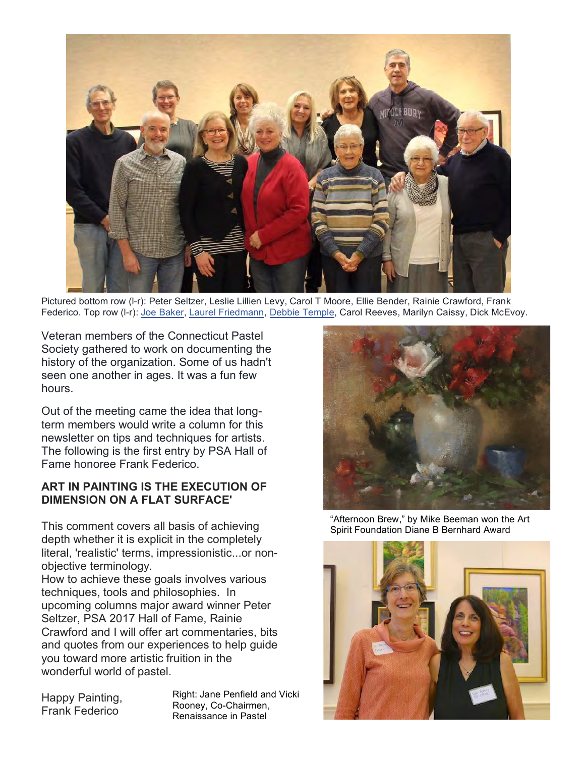Pictured bottom row (l-r): Peter Seltzer, Leslie Lillien Levy, Carol T Moore, Ellie Bender, Rainie Crawford, Frank Federico. Top row (l-r): Joe Baker, Laurel Friedmann, Debbie Temple, Carol Reeves, Marilyn Caissy, Dick McEvoy.

Veteran members of the Connecticut Pastel Society gathered to work on documenting the history of the organization. Some of us hadn't seen one another in ages. It was a fun few hours.

Out of the meeting came the idea that long-term members would write a column for this newsletter on tips and techniques for artists. The following is the first entry by PSA Hall of Fame honoree Frank Federico.

**ART IN PAINTING IS THE EXECUTION OF DIMENSION ON A FLAT SURFACE'**

This comment covers all basis of achieving depth whether it is explicit in the completely literal, 'realistic' terms, impressionistic...or non-objective terminology.
How to achieve these goals involves various techniques, tools and philosophies. In upcoming columns major award winner Peter Seltzer, PSA 2017 Hall of Fame, Rainie Crawford and I will offer art commentaries, bits and quotes from our experiences to help guide you toward more artistic fruition in the wonderful world of pastel.

Happy Painting,
Frank Federico

"Afternoon Brew," by Mike Beeman won the Art Spirit Foundation Diane B Bernhard Award

Right: Jane Penfield and Vicki Rooney, Co-Chairmen, Renaissance in Pastel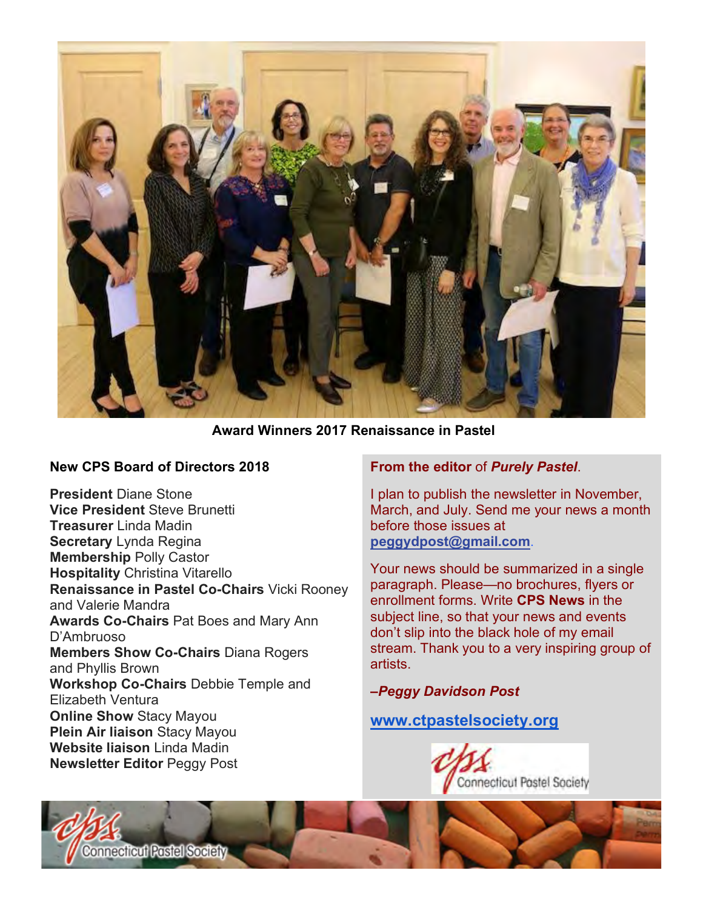Award Winners 2017 Renaissance in Pastel

**New CPS Board of Directors 2018**

**President** Diane Stone
**Vice President** Steve Brunetti
**Treasurer** Linda Madin
**Secretary** Lynda Regina
**Membership** Polly Castor
**Hospitality** Christina Vitarello
**Renaissance in Pastel Co-Chairs** Vicki Rooney and Valerie Mandra
**Awards Co-Chairs** Pat Boes and Mary Ann D'Ambruoso
**Members Show Co-Chairs** Diana Rogers and Phyllis Brown
**Workshop Co-Chairs** Debbie Temple and Elizabeth Ventura
**Online Show** Stacy Mayou
**Plein Air liaison** Stacy Mayou
**Website liaison** Linda Madin
**Newsletter Editor** Peggy Post

**From the editor** of ***Purely Pastel***.

I plan to publish the newsletter in November, March, and July. Send me your news a month before those issues at **peggydpost@gmail.com**.

Your news should be summarized in a single paragraph. Please—no brochures, flyers or enrollment forms. Write **CPS News** in the subject line, so that your news and events don't slip into the black hole of my email stream. Thank you to a very inspiring group of artists.

***–Peggy Davidson Post***

**www.ctpastelsociety.org**

cps Connecticut Pastel Society